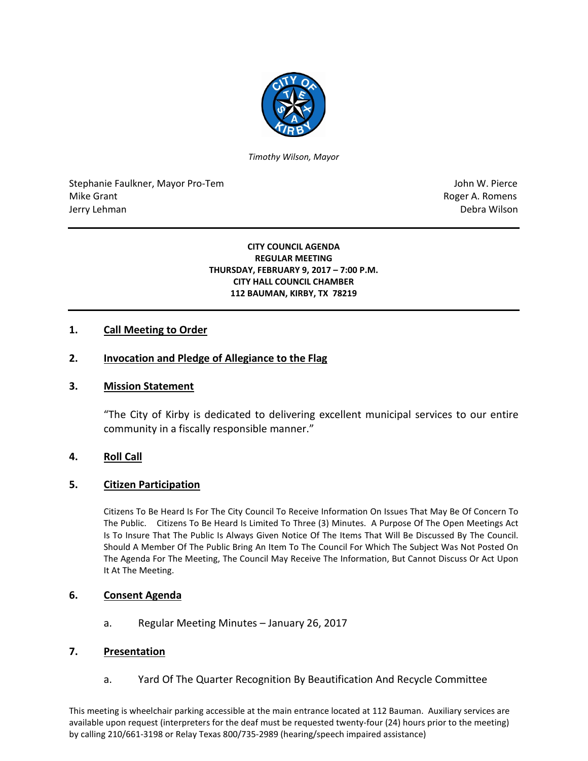*Timothy Wilson, Mayor*

Stephanie Faulkner, Mayor Pro-Tem
Mike Grant
Jerry Lehman

John W. Pierce
Roger A. Romens
Debra Wilson

**CITY COUNCIL AGENDA**
**REGULAR MEETING**
**THURSDAY, FEBRUARY 9, 2017 – 7:00 P.M.**
**CITY HALL COUNCIL CHAMBER**
**112 BAUMAN, KIRBY, TX 78219**

## 1. Call Meeting to Order

## 2. Invocation and Pledge of Allegiance to the Flag

## 3. Mission Statement

"The City of Kirby is dedicated to delivering excellent municipal services to our entire community in a fiscally responsible manner."

## 4. Roll Call

## 5. Citizen Participation

Citizens To Be Heard Is For The City Council To Receive Information On Issues That May Be Of Concern To The Public. Citizens To Be Heard Is Limited To Three (3) Minutes. A Purpose Of The Open Meetings Act Is To Insure That The Public Is Always Given Notice Of The Items That Will Be Discussed By The Council. Should A Member Of The Public Bring An Item To The Council For Which The Subject Was Not Posted On The Agenda For The Meeting, The Council May Receive The Information, But Cannot Discuss Or Act Upon It At The Meeting.

## 6. Consent Agenda

a. Regular Meeting Minutes – January 26, 2017

## 7. Presentation

a. Yard Of The Quarter Recognition By Beautification And Recycle Committee

This meeting is wheelchair parking accessible at the main entrance located at 112 Bauman. Auxiliary services are available upon request (interpreters for the deaf must be requested twenty-four (24) hours prior to the meeting) by calling 210/661-3198 or Relay Texas 800/735-2989 (hearing/speech impaired assistance)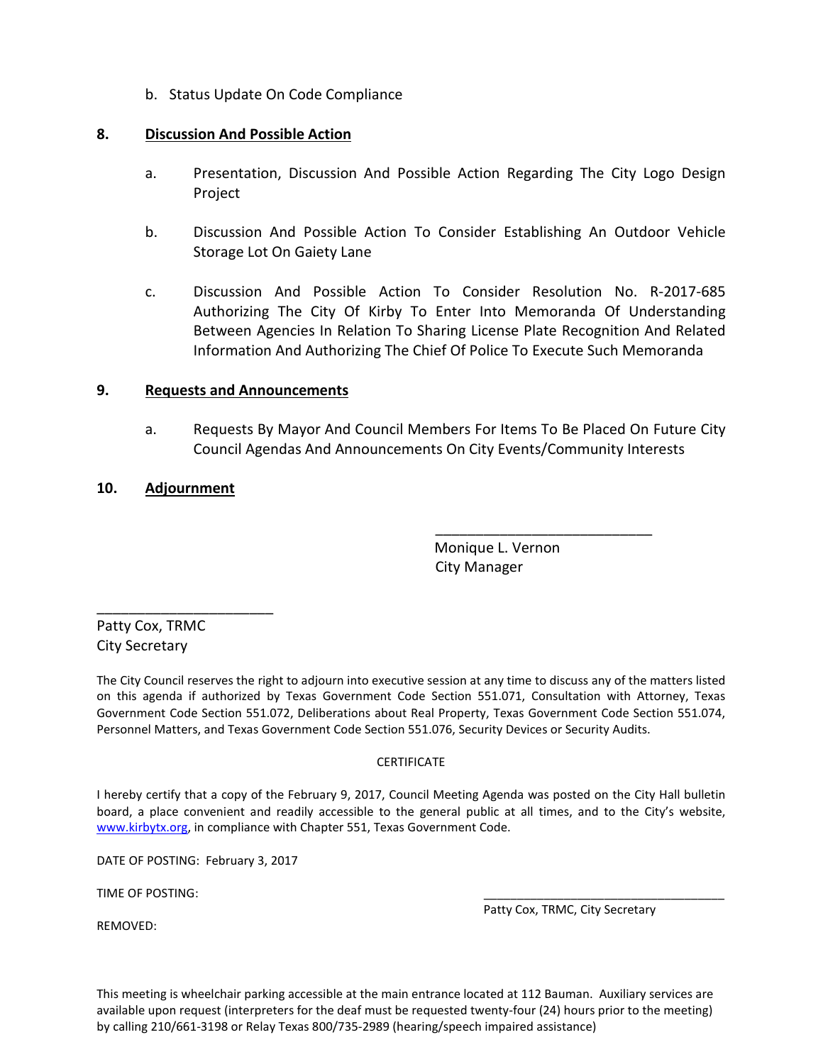b. Status Update On Code Compliance

## 8. Discussion And Possible Action

a. Presentation, Discussion And Possible Action Regarding The City Logo Design Project

b. Discussion And Possible Action To Consider Establishing An Outdoor Vehicle Storage Lot On Gaiety Lane

c. Discussion And Possible Action To Consider Resolution No. R-2017-685 Authorizing The City Of Kirby To Enter Into Memoranda Of Understanding Between Agencies In Relation To Sharing License Plate Recognition And Related Information And Authorizing The Chief Of Police To Execute Such Memoranda

## 9. Requests and Announcements

a. Requests By Mayor And Council Members For Items To Be Placed On Future City Council Agendas And Announcements On City Events/Community Interests

## 10. Adjournment

\_\_\_\_\_\_\_\_\_\_\_\_\_\_\_\_\_\_\_\_\_\_\_\_\_\_\_\_
Monique L. Vernon
City Manager

\_\_\_\_\_\_\_\_\_\_\_\_\_\_\_\_\_\_\_\_\_\_\_\_
Patty Cox, TRMC
City Secretary

The City Council reserves the right to adjourn into executive session at any time to discuss any of the matters listed on this agenda if authorized by Texas Government Code Section 551.071, Consultation with Attorney, Texas Government Code Section 551.072, Deliberations about Real Property, Texas Government Code Section 551.074, Personnel Matters, and Texas Government Code Section 551.076, Security Devices or Security Audits.

CERTIFICATE

I hereby certify that a copy of the February 9, 2017, Council Meeting Agenda was posted on the City Hall bulletin board, a place convenient and readily accessible to the general public at all times, and to the City's website, www.kirbytx.org, in compliance with Chapter 551, Texas Government Code.

DATE OF POSTING: February 3, 2017

TIME OF POSTING:

\_\_\_\_\_\_\_\_\_\_\_\_\_\_\_\_\_\_\_\_\_\_\_\_\_\_\_\_\_\_\_\_\_\_\_\_
Patty Cox, TRMC, City Secretary

REMOVED:

This meeting is wheelchair parking accessible at the main entrance located at 112 Bauman. Auxiliary services are available upon request (interpreters for the deaf must be requested twenty-four (24) hours prior to the meeting) by calling 210/661-3198 or Relay Texas 800/735-2989 (hearing/speech impaired assistance)